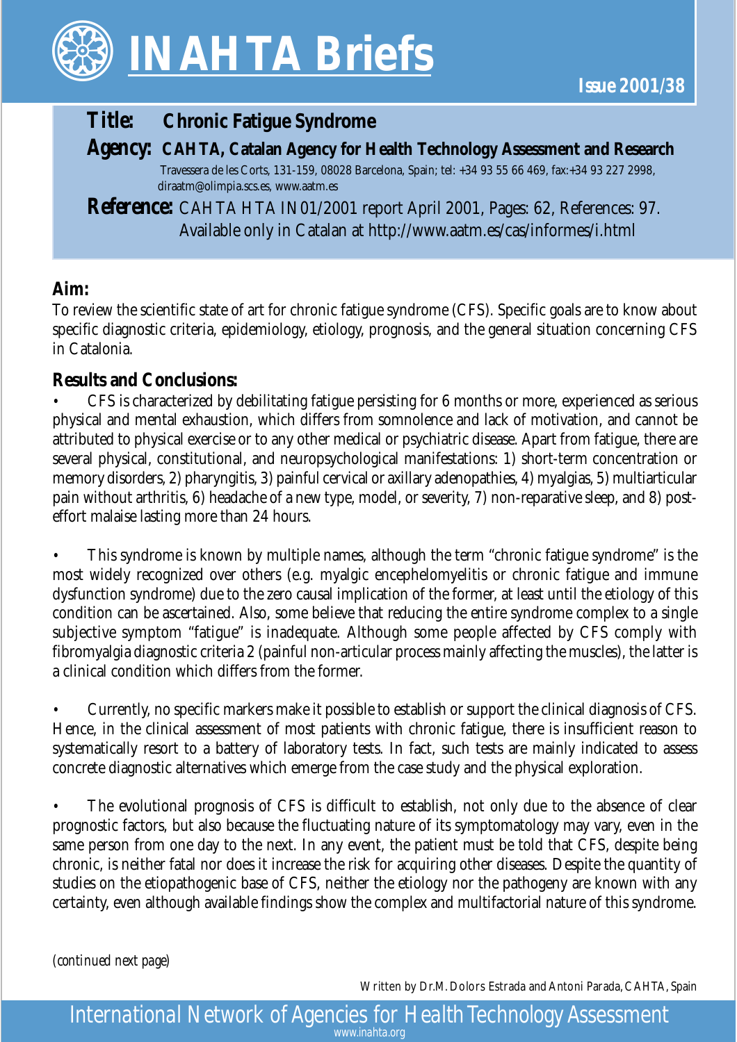# INAHTA Briefs

**Issue 2001/38**

**Title:** **Chronic Fatigue Syndrome**

**Agency:** **CAHTA, Catalan Agency for Health Technology Assessment and Research**
Travessera de les Corts, 131-159, 08028 Barcelona, Spain; tel: +34 93 55 66 469, fax:+34 93 227 2998, diraatm@olimpia.scs.es, www.aatm.es

**Reference:** CAHTA HTA IN01/2001 report April 2001, Pages: 62, References: 97. Available only in Catalan at http://www.aatm.es/cas/informes/i.html

## Aim:

To review the scientific state of art for chronic fatigue syndrome (CFS). Specific goals are to know about specific diagnostic criteria, epidemiology, etiology, prognosis, and the general situation concerning CFS in Catalonia.

## Results and Conclusions:

- CFS is characterized by debilitating fatigue persisting for 6 months or more, experienced as serious physical and mental exhaustion, which differs from somnolence and lack of motivation, and cannot be attributed to physical exercise or to any other medical or psychiatric disease. Apart from fatigue, there are several physical, constitutional, and neuropsychological manifestations: 1) short-term concentration or memory disorders, 2) pharyngitis, 3) painful cervical or axillary adenopathies, 4) myalgias, 5) multiarticular pain without arthritis, 6) headache of a new type, model, or severity, 7) non-reparative sleep, and 8) post-effort malaise lasting more than 24 hours.

- This syndrome is known by multiple names, although the term "chronic fatigue syndrome" is the most widely recognized over others (e.g. myalgic encephelomyelitis or chronic fatigue and immune dysfunction syndrome) due to the zero causal implication of the former, at least until the etiology of this condition can be ascertained. Also, some believe that reducing the entire syndrome complex to a single subjective symptom "fatigue" is inadequate. Although some people affected by CFS comply with fibromyalgia diagnostic criteria 2 (painful non-articular process mainly affecting the muscles), the latter is a clinical condition which differs from the former.

- Currently, no specific markers make it possible to establish or support the clinical diagnosis of CFS. Hence, in the clinical assessment of most patients with chronic fatigue, there is insufficient reason to systematically resort to a battery of laboratory tests. In fact, such tests are mainly indicated to assess concrete diagnostic alternatives which emerge from the case study and the physical exploration.

- The evolutional prognosis of CFS is difficult to establish, not only due to the absence of clear prognostic factors, but also because the fluctuating nature of its symptomatology may vary, even in the same person from one day to the next. In any event, the patient must be told that CFS, despite being chronic, is neither fatal nor does it increase the risk for acquiring other diseases. Despite the quantity of studies on the etiopathogenic base of CFS, neither the etiology nor the pathogeny are known with any certainty, even although available findings show the complex and multifactorial nature of this syndrome.

*(continued next page)*

Written by Dr.M. Dolors Estrada and Antoni Parada, CAHTA, Spain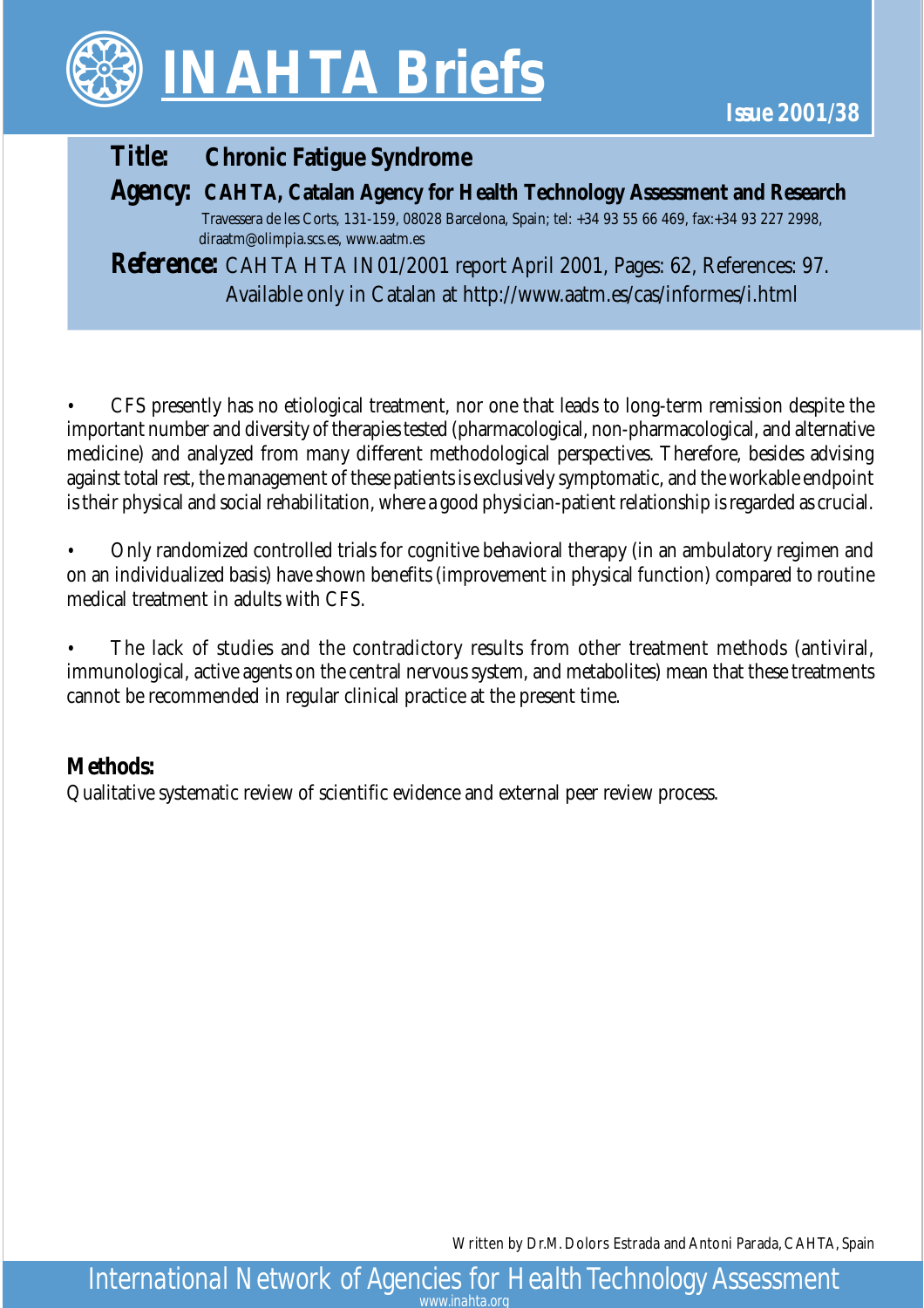# INAHTA Briefs

**Issue 2001/38**

**Title:** Chronic Fatigue Syndrome

**Agency:** CAHTA, Catalan Agency for Health Technology Assessment and Research
Travessera de les Corts, 131-159, 08028 Barcelona, Spain; tel: +34 93 55 66 469, fax:+34 93 227 2998, diraatm@olimpia.scs.es, www.aatm.es

**Reference:** CAHTA HTA IN01/2001 report April 2001, Pages: 62, References: 97. Available only in Catalan at http://www.aatm.es/cas/informes/i.html

- CFS presently has no etiological treatment, nor one that leads to long-term remission despite the important number and diversity of therapies tested (pharmacological, non-pharmacological, and alternative medicine) and analyzed from many different methodological perspectives. Therefore, besides advising against total rest, the management of these patients is exclusively symptomatic, and the workable endpoint is their physical and social rehabilitation, where a good physician-patient relationship is regarded as crucial.

- Only randomized controlled trials for cognitive behavioral therapy (in an ambulatory regimen and on an individualized basis) have shown benefits (improvement in physical function) compared to routine medical treatment in adults with CFS.

- The lack of studies and the contradictory results from other treatment methods (antiviral, immunological, active agents on the central nervous system, and metabolites) mean that these treatments cannot be recommended in regular clinical practice at the present time.

## Methods:

Qualitative systematic review of scientific evidence and external peer review process.

Written by Dr.M. Dolors Estrada and Antoni Parada, CAHTA, Spain

International Network of Agencies for Health Technology Assessment
www.inahta.org